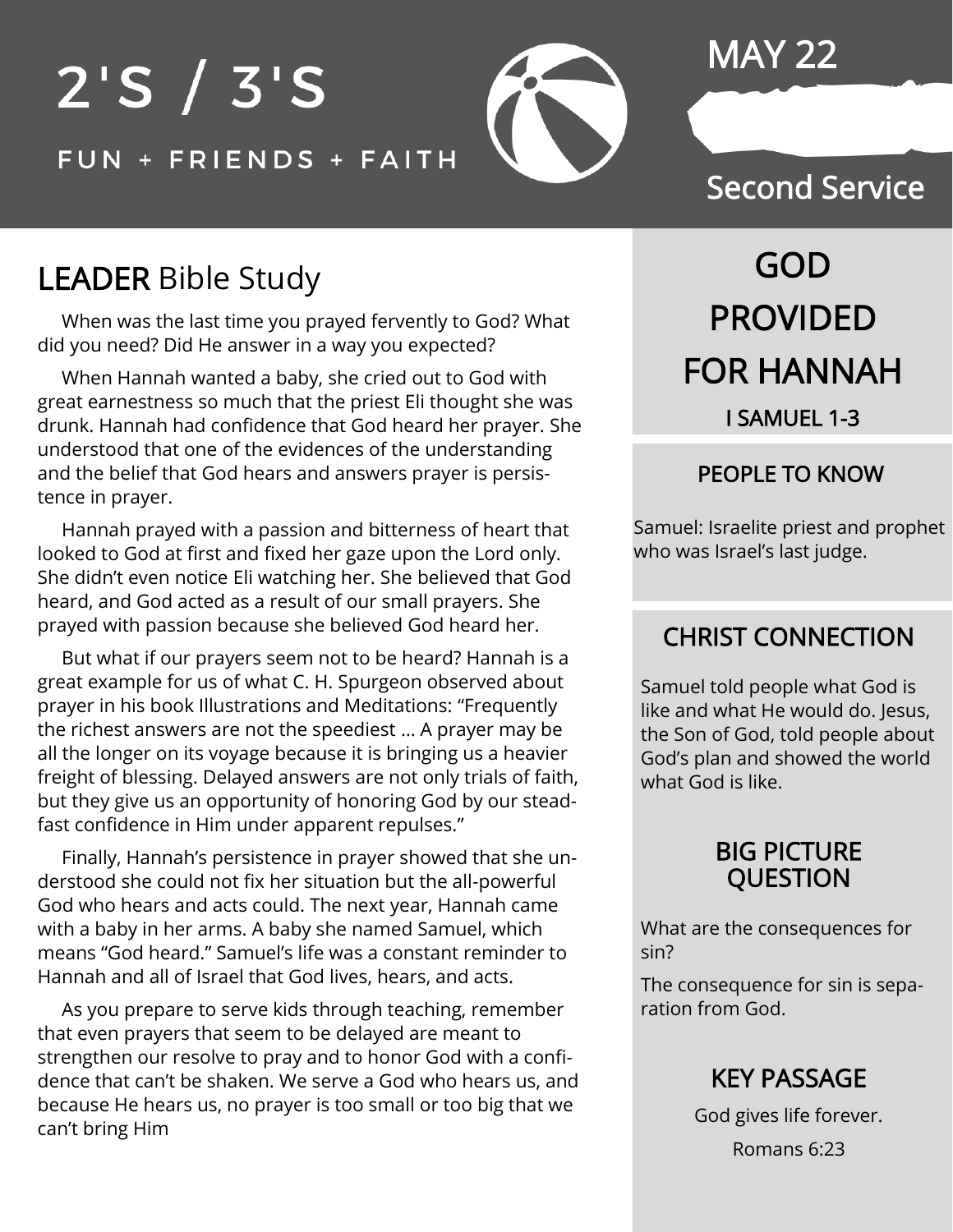# 2'S / 3'S

FUN + FRIENDS + FAITH

MAY 22

Second Service

## LEADER Bible Study

When was the last time you prayed fervently to God? What did you need? Did He answer in a way you expected?

When Hannah wanted a baby, she cried out to God with great earnestness so much that the priest Eli thought she was drunk. Hannah had confidence that God heard her prayer. She understood that one of the evidences of the understanding and the belief that God hears and answers prayer is persistence in prayer.

Hannah prayed with a passion and bitterness of heart that looked to God at first and fixed her gaze upon the Lord only. She didn't even notice Eli watching her. She believed that God heard, and God acted as a result of our small prayers. She prayed with passion because she believed God heard her.

But what if our prayers seem not to be heard? Hannah is a great example for us of what C. H. Spurgeon observed about prayer in his book Illustrations and Meditations: "Frequently the richest answers are not the speediest ... A prayer may be all the longer on its voyage because it is bringing us a heavier freight of blessing. Delayed answers are not only trials of faith, but they give us an opportunity of honoring God by our steadfast confidence in Him under apparent repulses."

Finally, Hannah's persistence in prayer showed that she understood she could not fix her situation but the all-powerful God who hears and acts could. The next year, Hannah came with a baby in her arms. A baby she named Samuel, which means "God heard." Samuel's life was a constant reminder to Hannah and all of Israel that God lives, hears, and acts.

As you prepare to serve kids through teaching, remember that even prayers that seem to be delayed are meant to strengthen our resolve to pray and to honor God with a confidence that can't be shaken. We serve a God who hears us, and because He hears us, no prayer is too small or too big that we can't bring Him

## GOD PROVIDED FOR HANNAH

I SAMUEL 1-3

### PEOPLE TO KNOW

Samuel: Israelite priest and prophet who was Israel's last judge.

### CHRIST CONNECTION

Samuel told people what God is like and what He would do. Jesus, the Son of God, told people about God's plan and showed the world what God is like.

### BIG PICTURE QUESTION

What are the consequences for sin?

The consequence for sin is separation from God.

### KEY PASSAGE

God gives life forever.

Romans 6:23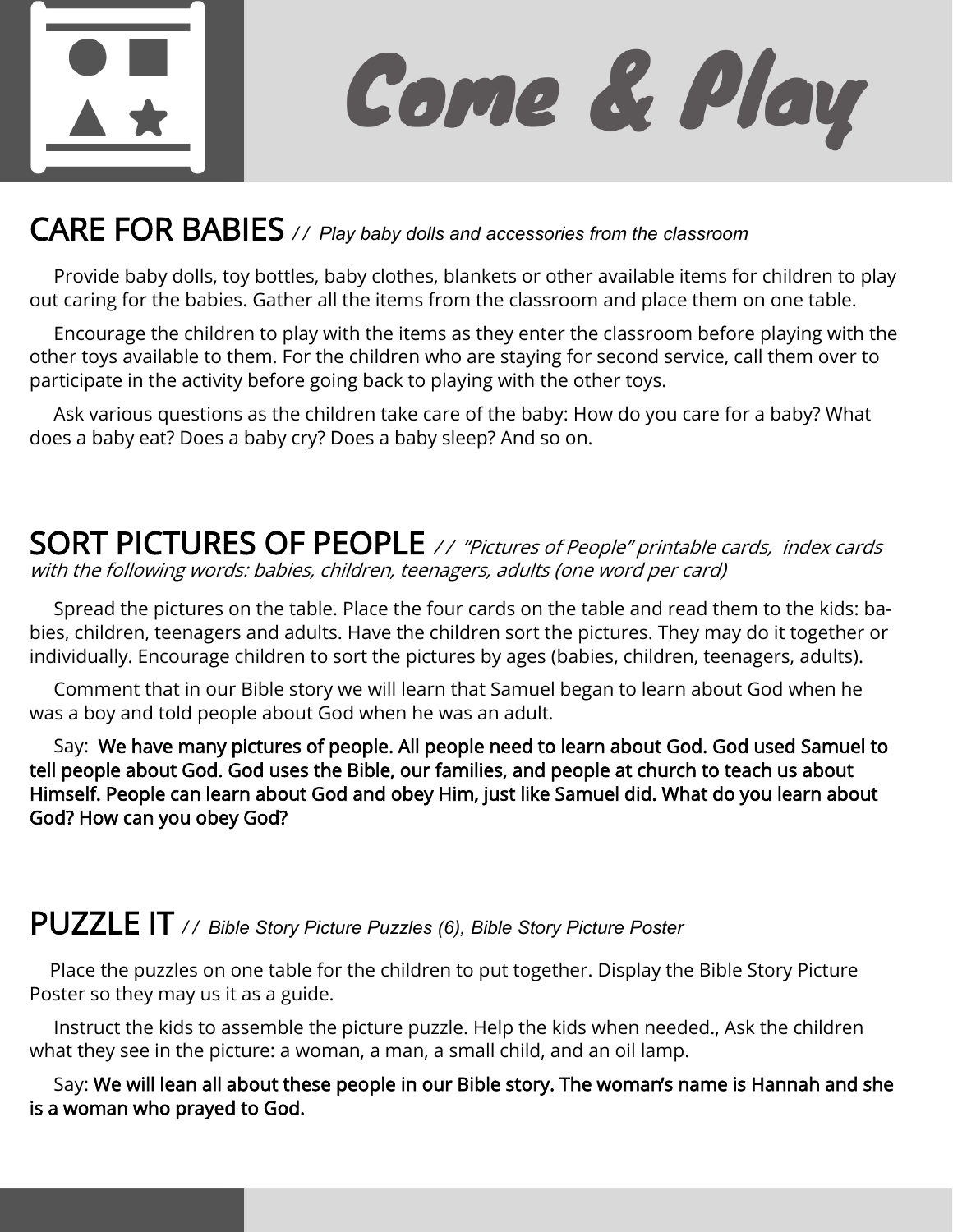# Come & Play

## CARE FOR BABIES *// Play baby dolls and accessories from the classroom*

Provide baby dolls, toy bottles, baby clothes, blankets or other available items for children to play out caring for the babies. Gather all the items from the classroom and place them on one table.

Encourage the children to play with the items as they enter the classroom before playing with the other toys available to them. For the children who are staying for second service, call them over to participate in the activity before going back to playing with the other toys.

Ask various questions as the children take care of the baby: How do you care for a baby? What does a baby eat? Does a baby cry? Does a baby sleep? And so on.

## SORT PICTURES OF PEOPLE *// "Pictures of People" printable cards, index cards with the following words: babies, children, teenagers, adults (one word per card)*

Spread the pictures on the table. Place the four cards on the table and read them to the kids: babies, children, teenagers and adults. Have the children sort the pictures. They may do it together or individually. Encourage children to sort the pictures by ages (babies, children, teenagers, adults).

Comment that in our Bible story we will learn that Samuel began to learn about God when he was a boy and told people about God when he was an adult.

Say: **We have many pictures of people. All people need to learn about God. God used Samuel to tell people about God. God uses the Bible, our families, and people at church to teach us about Himself. People can learn about God and obey Him, just like Samuel did. What do you learn about God? How can you obey God?**

## PUZZLE IT *// Bible Story Picture Puzzles (6), Bible Story Picture Poster*

Place the puzzles on one table for the children to put together. Display the Bible Story Picture Poster so they may us it as a guide.

Instruct the kids to assemble the picture puzzle. Help the kids when needed., Ask the children what they see in the picture: a woman, a man, a small child, and an oil lamp.

Say: **We will lean all about these people in our Bible story. The woman's name is Hannah and she is a woman who prayed to God.**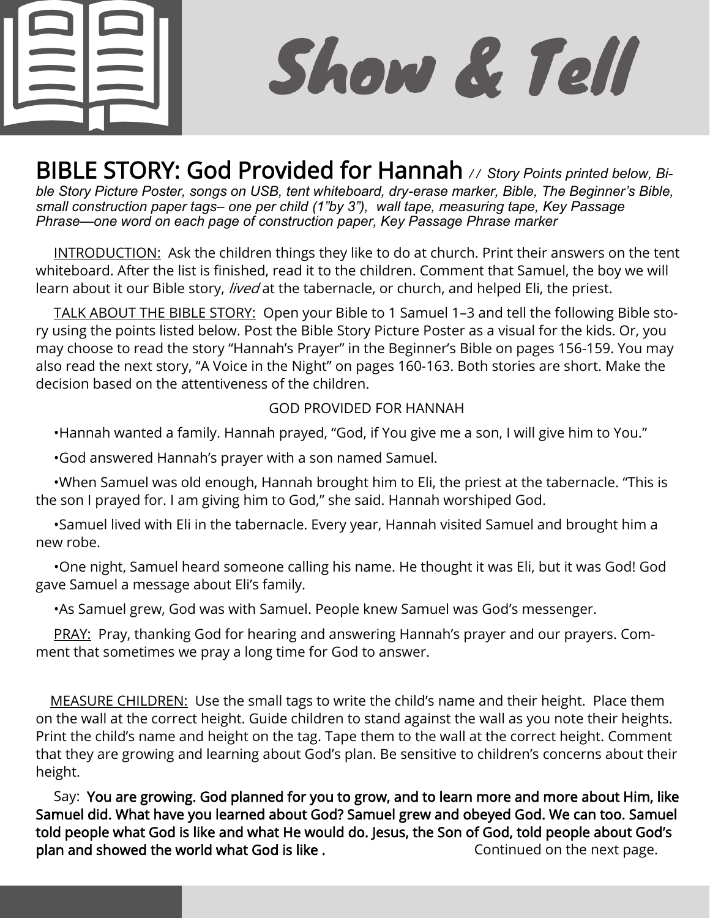# Show & Tell

## BIBLE STORY: God Provided for Hannah

*// Story Points printed below, Bible Story Picture Poster, songs on USB, tent whiteboard, dry-erase marker, Bible, The Beginner's Bible, small construction paper tags– one per child (1"by 3"), wall tape, measuring tape, Key Passage Phrase—one word on each page of construction paper, Key Passage Phrase marker*

INTRODUCTION: Ask the children things they like to do at church. Print their answers on the tent whiteboard. After the list is finished, read it to the children. Comment that Samuel, the boy we will learn about it our Bible story, *lived* at the tabernacle, or church, and helped Eli, the priest.

TALK ABOUT THE BIBLE STORY: Open your Bible to 1 Samuel 1–3 and tell the following Bible story using the points listed below. Post the Bible Story Picture Poster as a visual for the kids. Or, you may choose to read the story "Hannah's Prayer" in the Beginner's Bible on pages 156-159. You may also read the next story, "A Voice in the Night" on pages 160-163. Both stories are short. Make the decision based on the attentiveness of the children.

GOD PROVIDED FOR HANNAH

- Hannah wanted a family. Hannah prayed, "God, if You give me a son, I will give him to You."
- God answered Hannah's prayer with a son named Samuel.
- When Samuel was old enough, Hannah brought him to Eli, the priest at the tabernacle. "This is the son I prayed for. I am giving him to God," she said. Hannah worshiped God.
- Samuel lived with Eli in the tabernacle. Every year, Hannah visited Samuel and brought him a new robe.
- One night, Samuel heard someone calling his name. He thought it was Eli, but it was God! God gave Samuel a message about Eli's family.
- As Samuel grew, God was with Samuel. People knew Samuel was God's messenger.

PRAY: Pray, thanking God for hearing and answering Hannah's prayer and our prayers. Comment that sometimes we pray a long time for God to answer.

MEASURE CHILDREN: Use the small tags to write the child's name and their height. Place them on the wall at the correct height. Guide children to stand against the wall as you note their heights. Print the child's name and height on the tag. Tape them to the wall at the correct height. Comment that they are growing and learning about God's plan. Be sensitive to children's concerns about their height.

Say: **You are growing. God planned for you to grow, and to learn more and more about Him, like Samuel did. What have you learned about God? Samuel grew and obeyed God. We can too. Samuel told people what God is like and what He would do. Jesus, the Son of God, told people about God's plan and showed the world what God is like .**

Continued on the next page.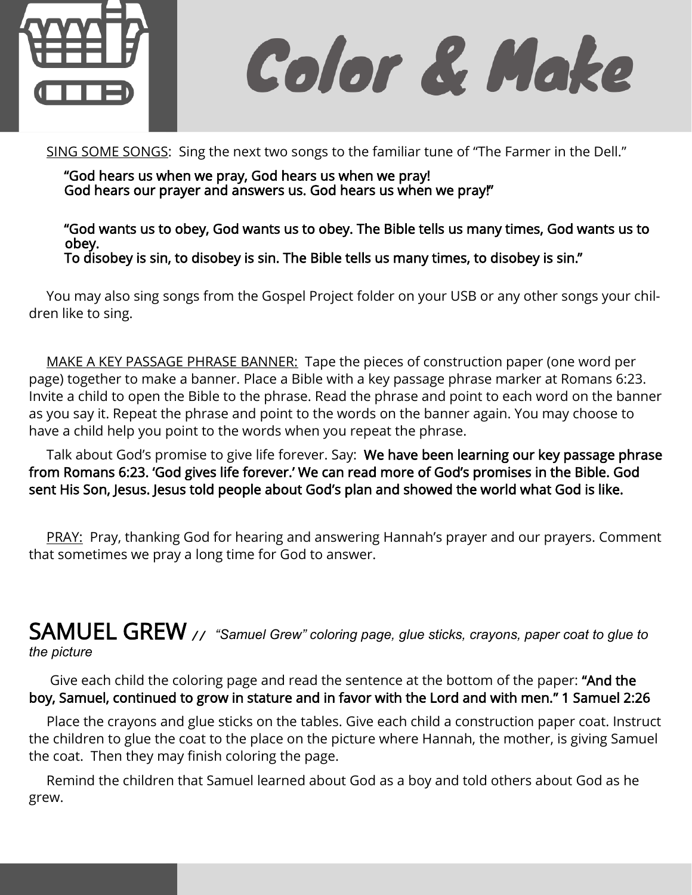# Color & Make

SING SOME SONGS: Sing the next two songs to the familiar tune of "The Farmer in the Dell."

**"God hears us when we pray, God hears us when we pray!**
**God hears our prayer and answers us. God hears us when we pray!"**

**"God wants us to obey, God wants us to obey. The Bible tells us many times, God wants us to obey.**
**To disobey is sin, to disobey is sin. The Bible tells us many times, to disobey is sin."**

You may also sing songs from the Gospel Project folder on your USB or any other songs your children like to sing.

MAKE A KEY PASSAGE PHRASE BANNER: Tape the pieces of construction paper (one word per page) together to make a banner. Place a Bible with a key passage phrase marker at Romans 6:23. Invite a child to open the Bible to the phrase. Read the phrase and point to each word on the banner as you say it. Repeat the phrase and point to the words on the banner again. You may choose to have a child help you point to the words when you repeat the phrase.

Talk about God's promise to give life forever. Say: **We have been learning our key passage phrase from Romans 6:23. 'God gives life forever.' We can read more of God's promises in the Bible. God sent His Son, Jesus. Jesus told people about God's plan and showed the world what God is like.**

PRAY: Pray, thanking God for hearing and answering Hannah's prayer and our prayers. Comment that sometimes we pray a long time for God to answer.

## SAMUEL GREW // *"Samuel Grew" coloring page, glue sticks, crayons, paper coat to glue to the picture*

Give each child the coloring page and read the sentence at the bottom of the paper: **"And the boy, Samuel, continued to grow in stature and in favor with the Lord and with men." 1 Samuel 2:26**

Place the crayons and glue sticks on the tables. Give each child a construction paper coat. Instruct the children to glue the coat to the place on the picture where Hannah, the mother, is giving Samuel the coat. Then they may finish coloring the page.

Remind the children that Samuel learned about God as a boy and told others about God as he grew.